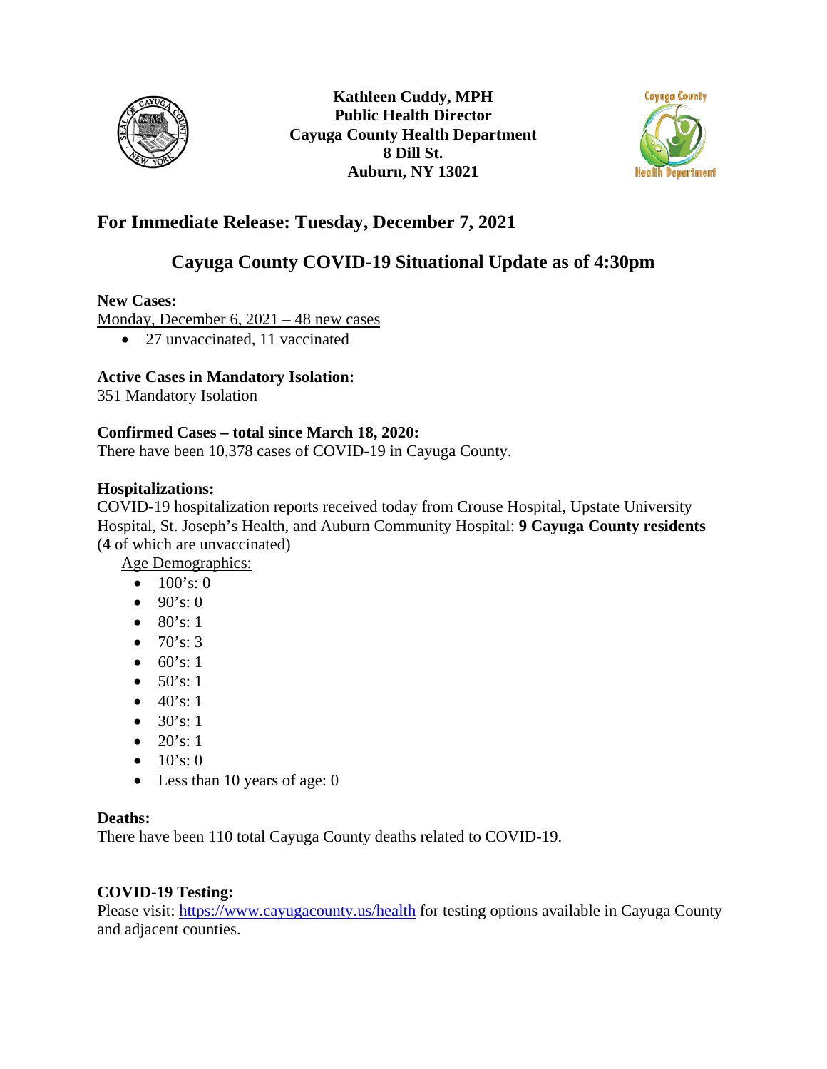**Kathleen Cuddy, MPH**
**Public Health Director**
**Cayuga County Health Department**
**8 Dill St.**
**Auburn, NY 13021**

## For Immediate Release: Tuesday, December 7, 2021

## Cayuga County COVID-19 Situational Update as of 4:30pm

**New Cases:**
Monday, December 6, 2021 – 48 new cases

- 27 unvaccinated, 11 vaccinated

**Active Cases in Mandatory Isolation:**
351 Mandatory Isolation

**Confirmed Cases – total since March 18, 2020:**
There have been 10,378 cases of COVID-19 in Cayuga County.

**Hospitalizations:**
COVID-19 hospitalization reports received today from Crouse Hospital, Upstate University Hospital, St. Joseph's Health, and Auburn Community Hospital: **9 Cayuga County residents** (**4** of which are unvaccinated)

Age Demographics:

- 100's: 0
- 90's: 0
- 80's: 1
- 70's: 3
- 60's: 1
- 50's: 1
- 40's: 1
- 30's: 1
- 20's: 1
- 10's: 0
- Less than 10 years of age: 0

**Deaths:**
There have been 110 total Cayuga County deaths related to COVID-19.

**COVID-19 Testing:**
Please visit: https://www.cayugacounty.us/health for testing options available in Cayuga County and adjacent counties.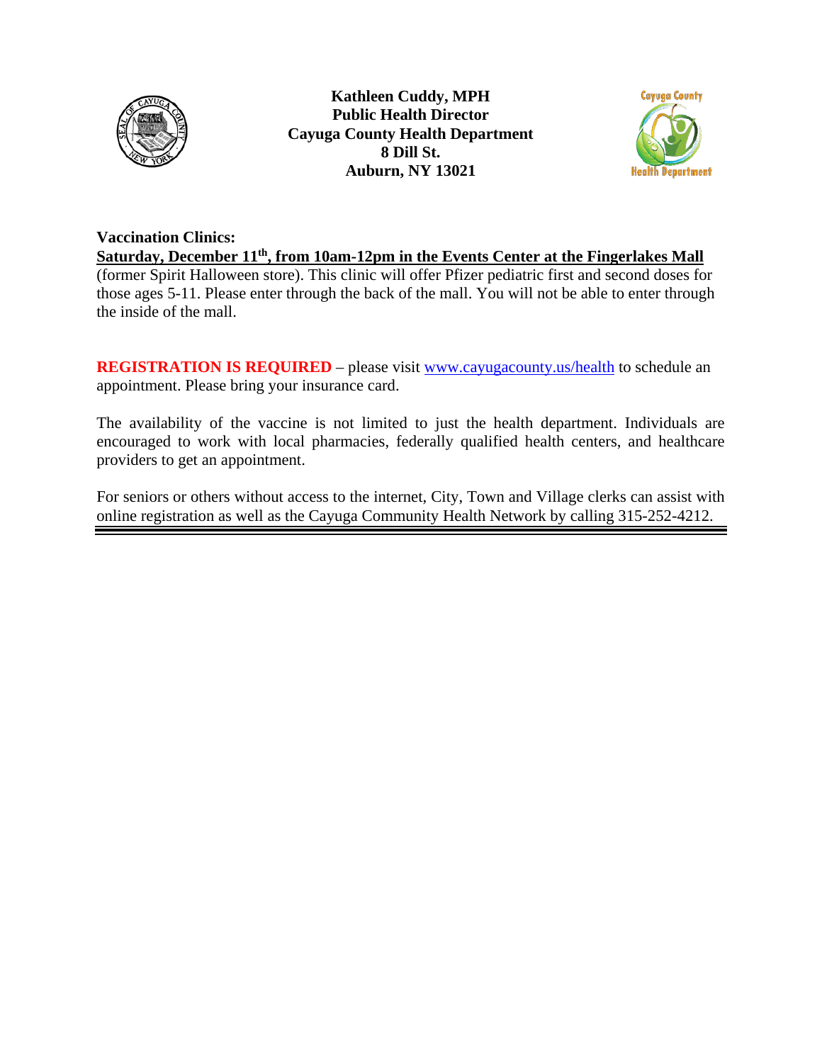**Kathleen Cuddy, MPH**
**Public Health Director**
**Cayuga County Health Department**
**8 Dill St.**
**Auburn, NY 13021**

**Vaccination Clinics:**

**Saturday, December 11th, from 10am-12pm in the Events Center at the Fingerlakes Mall** (former Spirit Halloween store). This clinic will offer Pfizer pediatric first and second doses for those ages 5-11. Please enter through the back of the mall. You will not be able to enter through the inside of the mall.

**REGISTRATION IS REQUIRED** – please visit www.cayugacounty.us/health to schedule an appointment. Please bring your insurance card.

The availability of the vaccine is not limited to just the health department. Individuals are encouraged to work with local pharmacies, federally qualified health centers, and healthcare providers to get an appointment.

For seniors or others without access to the internet, City, Town and Village clerks can assist with online registration as well as the Cayuga Community Health Network by calling 315-252-4212.